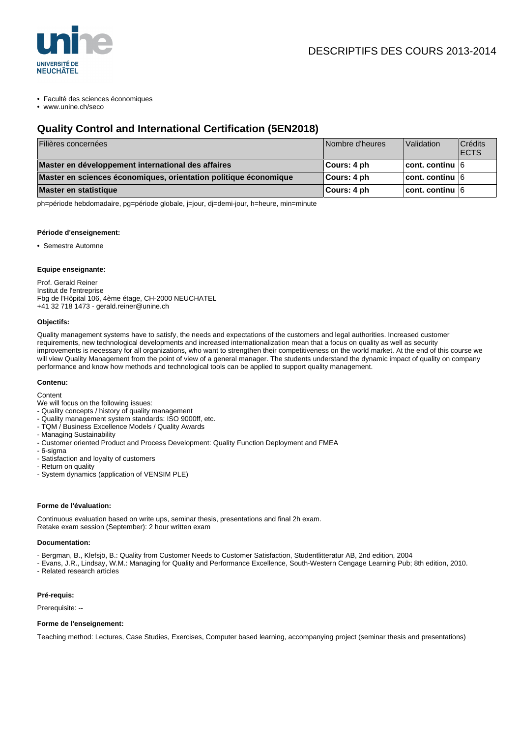DESCRIPTIFS DES COURS 2013-2014

- Faculté des sciences économiques
- www.unine.ch/seco

# Quality Control and International Certification (5EN2018)

| Filières concernées | Nombre d'heures | Validation | Crédits ECTS |
|---|---|---|---|
| **Master en développement international des affaires** | **Cours: 4 ph** | **cont. continu** | 6 |
| **Master en sciences économiques, orientation politique économique** | **Cours: 4 ph** | **cont. continu** | 6 |
| **Master en statistique** | **Cours: 4 ph** | **cont. continu** | 6 |

ph=période hebdomadaire, pg=période globale, j=jour, dj=demi-jour, h=heure, min=minute

**Période d'enseignement:**

- Semestre Automne

**Equipe enseignante:**

Prof. Gerald Reiner
Institut de l'entreprise
Fbg de l'Hôpital 106, 4ème étage, CH-2000 NEUCHATEL
+41 32 718 1473 - gerald.reiner@unine.ch

**Objectifs:**

Quality management systems have to satisfy, the needs and expectations of the customers and legal authorities. Increased customer requirements, new technological developments and increased internationalization mean that a focus on quality as well as security improvements is necessary for all organizations, who want to strengthen their competitiveness on the world market. At the end of this course we will view Quality Management from the point of view of a general manager. The students understand the dynamic impact of quality on company performance and know how methods and technological tools can be applied to support quality management.

**Contenu:**

Content
We will focus on the following issues:
- Quality concepts / history of quality management
- Quality management system standards: ISO 9000ff, etc.
- TQM / Business Excellence Models / Quality Awards
- Managing Sustainability
- Customer oriented Product and Process Development: Quality Function Deployment and FMEA
- 6-sigma
- Satisfaction and loyalty of customers
- Return on quality
- System dynamics (application of VENSIM PLE)

**Forme de l'évaluation:**

Continuous evaluation based on write ups, seminar thesis, presentations and final 2h exam.
Retake exam session (September): 2 hour written exam

**Documentation:**

- Bergman, B., Klefsjö, B.: Quality from Customer Needs to Customer Satisfaction, Studentlitteratur AB, 2nd edition, 2004
- Evans, J.R., Lindsay, W.M.: Managing for Quality and Performance Excellence, South-Western Cengage Learning Pub; 8th edition, 2010.
- Related research articles

**Pré-requis:**

Prerequisite: --

**Forme de l'enseignement:**

Teaching method: Lectures, Case Studies, Exercises, Computer based learning, accompanying project (seminar thesis and presentations)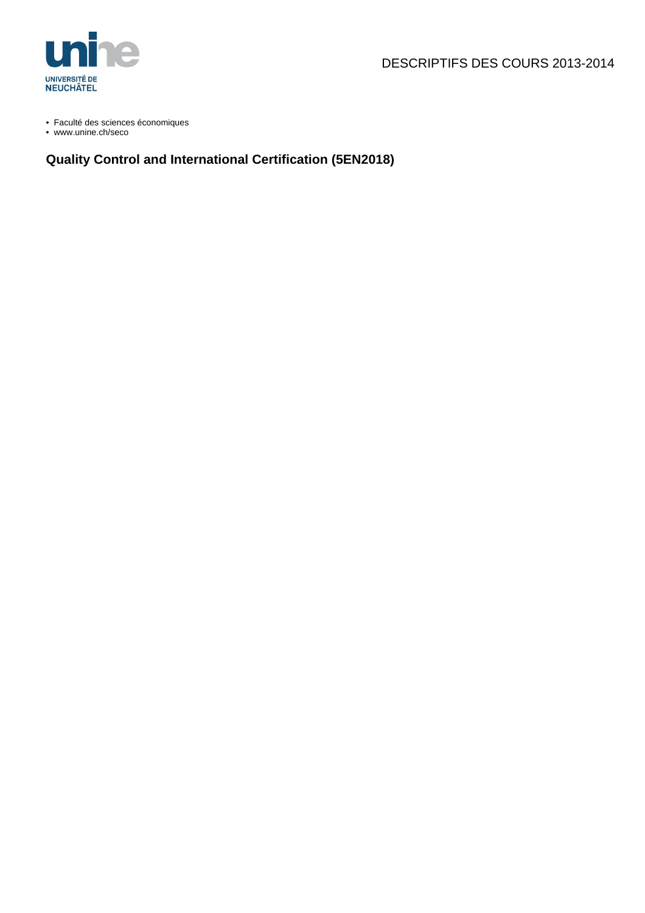- Faculté des sciences économiques
- www.unine.ch/seco

## Quality Control and International Certification (5EN2018)